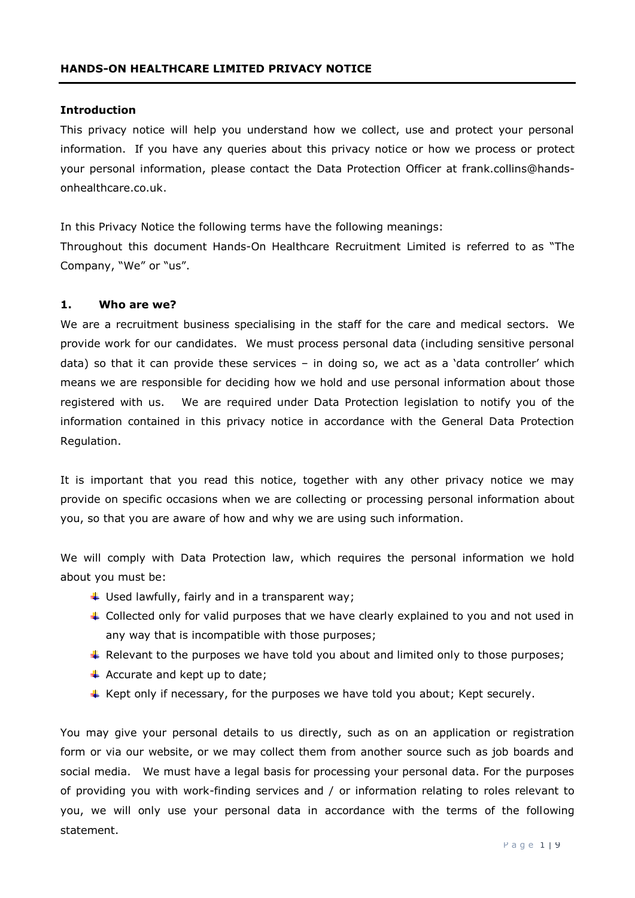**HANDS-ON HEALTHCARE LIMITED PRIVACY NOTICE**

**Introduction**

This privacy notice will help you understand how we collect, use and protect your personal information. If you have any queries about this privacy notice or how we process or protect your personal information, please contact the Data Protection Officer at frank.collins@hands-onhealthcare.co.uk.

In this Privacy Notice the following terms have the following meanings:
Throughout this document Hands-On Healthcare Recruitment Limited is referred to as "The Company, "We" or "us".

## 1. Who are we?

We are a recruitment business specialising in the staff for the care and medical sectors. We provide work for our candidates. We must process personal data (including sensitive personal data) so that it can provide these services – in doing so, we act as a 'data controller' which means we are responsible for deciding how we hold and use personal information about those registered with us. We are required under Data Protection legislation to notify you of the information contained in this privacy notice in accordance with the General Data Protection Regulation.

It is important that you read this notice, together with any other privacy notice we may provide on specific occasions when we are collecting or processing personal information about you, so that you are aware of how and why we are using such information.

We will comply with Data Protection law, which requires the personal information we hold about you must be:

- Used lawfully, fairly and in a transparent way;
- Collected only for valid purposes that we have clearly explained to you and not used in any way that is incompatible with those purposes;
- Relevant to the purposes we have told you about and limited only to those purposes;
- Accurate and kept up to date;
- Kept only if necessary, for the purposes we have told you about; Kept securely.

You may give your personal details to us directly, such as on an application or registration form or via our website, or we may collect them from another source such as job boards and social media. We must have a legal basis for processing your personal data. For the purposes of providing you with work-finding services and / or information relating to roles relevant to you, we will only use your personal data in accordance with the terms of the following statement.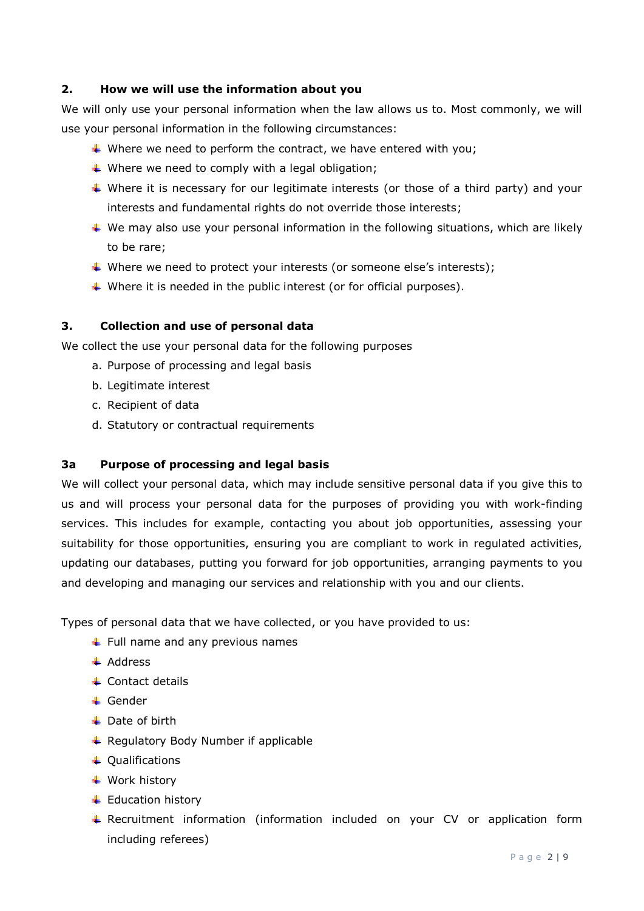## 2. How we will use the information about you

We will only use your personal information when the law allows us to. Most commonly, we will use your personal information in the following circumstances:

- Where we need to perform the contract, we have entered with you;
- Where we need to comply with a legal obligation;
- Where it is necessary for our legitimate interests (or those of a third party) and your interests and fundamental rights do not override those interests;
- We may also use your personal information in the following situations, which are likely to be rare;
- Where we need to protect your interests (or someone else's interests);
- Where it is needed in the public interest (or for official purposes).

## 3. Collection and use of personal data

We collect the use your personal data for the following purposes

a. Purpose of processing and legal basis
b. Legitimate interest
c. Recipient of data
d. Statutory or contractual requirements

### 3a Purpose of processing and legal basis

We will collect your personal data, which may include sensitive personal data if you give this to us and will process your personal data for the purposes of providing you with work-finding services. This includes for example, contacting you about job opportunities, assessing your suitability for those opportunities, ensuring you are compliant to work in regulated activities, updating our databases, putting you forward for job opportunities, arranging payments to you and developing and managing our services and relationship with you and our clients.

Types of personal data that we have collected, or you have provided to us:

- Full name and any previous names
- Address
- Contact details
- Gender
- Date of birth
- Regulatory Body Number if applicable
- Qualifications
- Work history
- Education history
- Recruitment information (information included on your CV or application form including referees)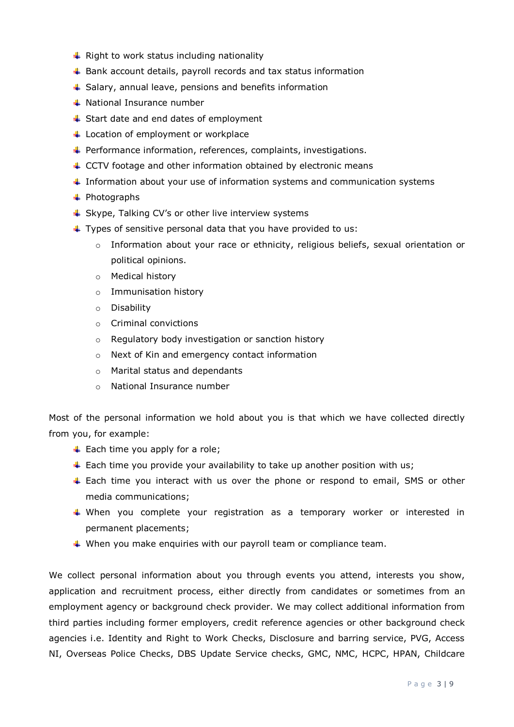- Right to work status including nationality
- Bank account details, payroll records and tax status information
- Salary, annual leave, pensions and benefits information
- National Insurance number
- Start date and end dates of employment
- Location of employment or workplace
- Performance information, references, complaints, investigations.
- CCTV footage and other information obtained by electronic means
- Information about your use of information systems and communication systems
- Photographs
- Skype, Talking CV's or other live interview systems
- Types of sensitive personal data that you have provided to us:
  - Information about your race or ethnicity, religious beliefs, sexual orientation or political opinions.
  - Medical history
  - Immunisation history
  - Disability
  - Criminal convictions
  - Regulatory body investigation or sanction history
  - Next of Kin and emergency contact information
  - Marital status and dependants
  - National Insurance number

Most of the personal information we hold about you is that which we have collected directly from you, for example:

- Each time you apply for a role;
- Each time you provide your availability to take up another position with us;
- Each time you interact with us over the phone or respond to email, SMS or other media communications;
- When you complete your registration as a temporary worker or interested in permanent placements;
- When you make enquiries with our payroll team or compliance team.

We collect personal information about you through events you attend, interests you show, application and recruitment process, either directly from candidates or sometimes from an employment agency or background check provider. We may collect additional information from third parties including former employers, credit reference agencies or other background check agencies i.e. Identity and Right to Work Checks, Disclosure and barring service, PVG, Access NI, Overseas Police Checks, DBS Update Service checks, GMC, NMC, HCPC, HPAN, Childcare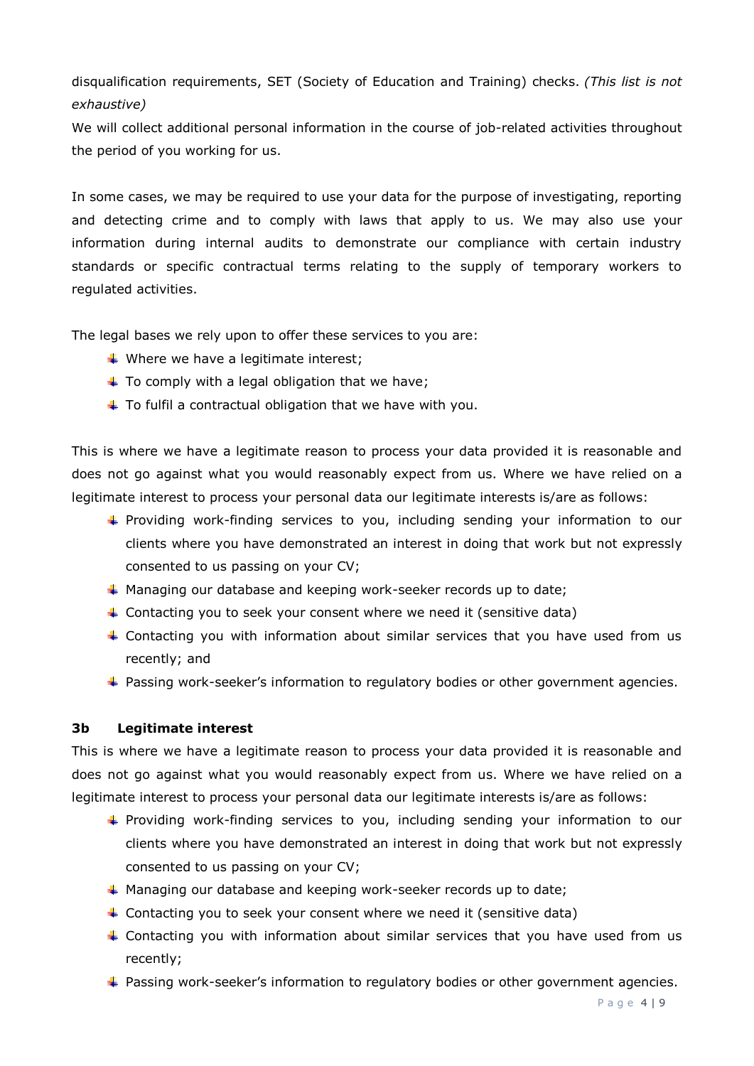disqualification requirements, SET (Society of Education and Training) checks. *(This list is not exhaustive)*

We will collect additional personal information in the course of job-related activities throughout the period of you working for us.

In some cases, we may be required to use your data for the purpose of investigating, reporting and detecting crime and to comply with laws that apply to us. We may also use your information during internal audits to demonstrate our compliance with certain industry standards or specific contractual terms relating to the supply of temporary workers to regulated activities.

The legal bases we rely upon to offer these services to you are:

- Where we have a legitimate interest;
- To comply with a legal obligation that we have;
- To fulfil a contractual obligation that we have with you.

This is where we have a legitimate reason to process your data provided it is reasonable and does not go against what you would reasonably expect from us. Where we have relied on a legitimate interest to process your personal data our legitimate interests is/are as follows:

- Providing work-finding services to you, including sending your information to our clients where you have demonstrated an interest in doing that work but not expressly consented to us passing on your CV;
- Managing our database and keeping work-seeker records up to date;
- Contacting you to seek your consent where we need it (sensitive data)
- Contacting you with information about similar services that you have used from us recently; and
- Passing work-seeker's information to regulatory bodies or other government agencies.

### 3b Legitimate interest

This is where we have a legitimate reason to process your data provided it is reasonable and does not go against what you would reasonably expect from us. Where we have relied on a legitimate interest to process your personal data our legitimate interests is/are as follows:

- Providing work-finding services to you, including sending your information to our clients where you have demonstrated an interest in doing that work but not expressly consented to us passing on your CV;
- Managing our database and keeping work-seeker records up to date;
- Contacting you to seek your consent where we need it (sensitive data)
- Contacting you with information about similar services that you have used from us recently;
- Passing work-seeker's information to regulatory bodies or other government agencies.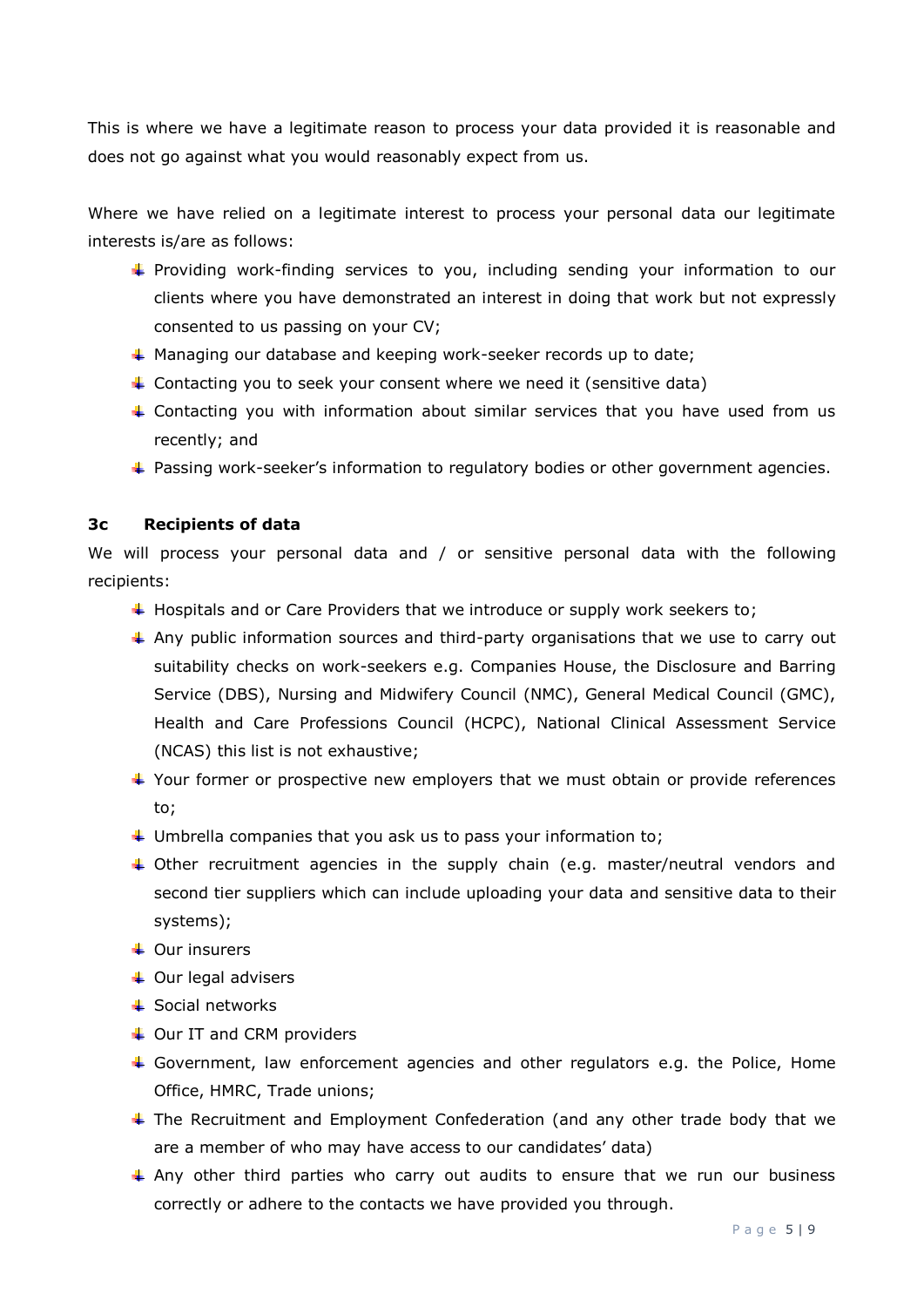This is where we have a legitimate reason to process your data provided it is reasonable and does not go against what you would reasonably expect from us.

Where we have relied on a legitimate interest to process your personal data our legitimate interests is/are as follows:

- Providing work-finding services to you, including sending your information to our clients where you have demonstrated an interest in doing that work but not expressly consented to us passing on your CV;
- Managing our database and keeping work-seeker records up to date;
- Contacting you to seek your consent where we need it (sensitive data)
- Contacting you with information about similar services that you have used from us recently; and
- Passing work-seeker's information to regulatory bodies or other government agencies.

### 3c Recipients of data

We will process your personal data and / or sensitive personal data with the following recipients:

- Hospitals and or Care Providers that we introduce or supply work seekers to;
- Any public information sources and third-party organisations that we use to carry out suitability checks on work-seekers e.g. Companies House, the Disclosure and Barring Service (DBS), Nursing and Midwifery Council (NMC), General Medical Council (GMC), Health and Care Professions Council (HCPC), National Clinical Assessment Service (NCAS) this list is not exhaustive;
- Your former or prospective new employers that we must obtain or provide references to;
- Umbrella companies that you ask us to pass your information to;
- Other recruitment agencies in the supply chain (e.g. master/neutral vendors and second tier suppliers which can include uploading your data and sensitive data to their systems);
- Our insurers
- Our legal advisers
- Social networks
- Our IT and CRM providers
- Government, law enforcement agencies and other regulators e.g. the Police, Home Office, HMRC, Trade unions;
- The Recruitment and Employment Confederation (and any other trade body that we are a member of who may have access to our candidates' data)
- Any other third parties who carry out audits to ensure that we run our business correctly or adhere to the contacts we have provided you through.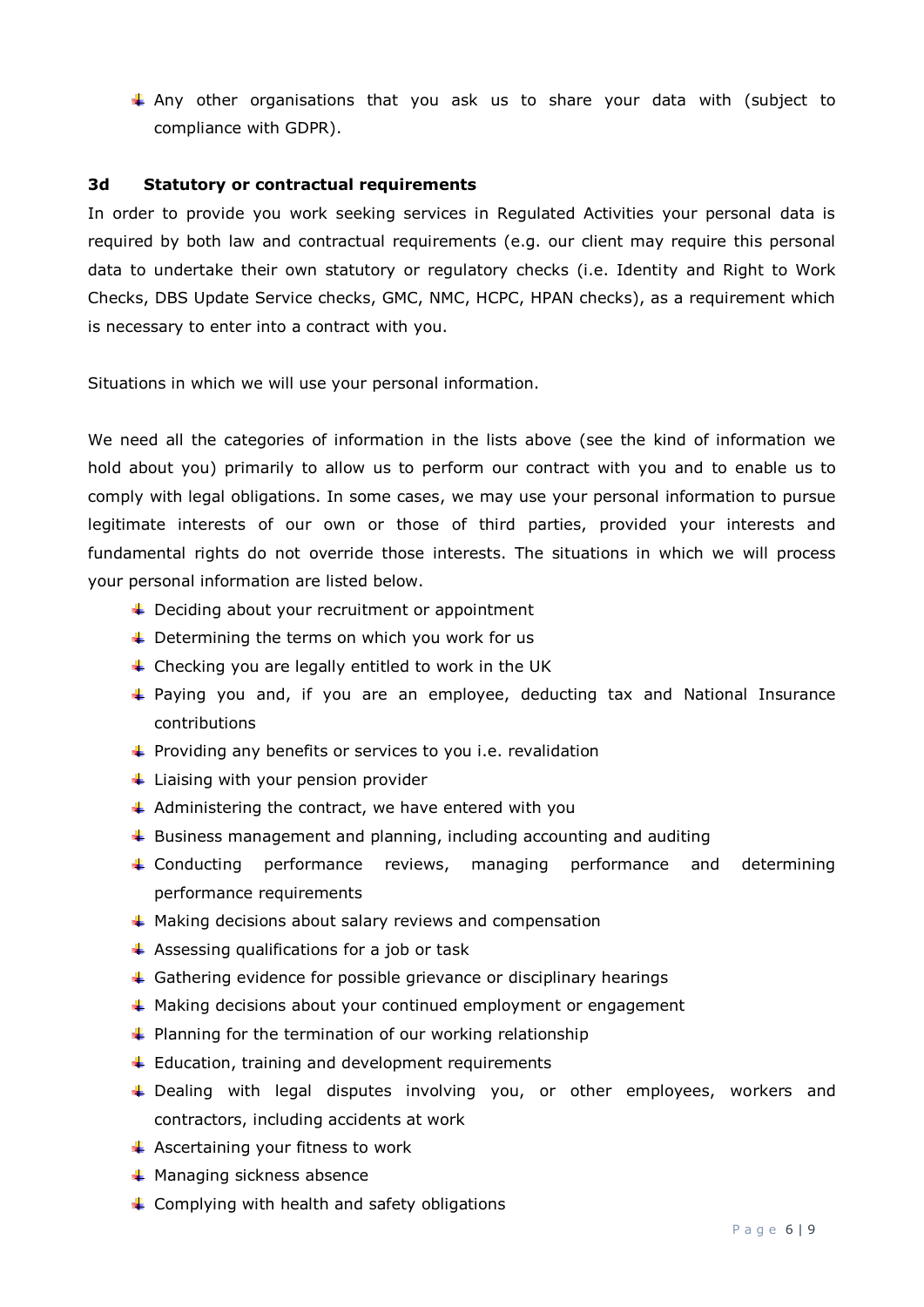- Any other organisations that you ask us to share your data with (subject to compliance with GDPR).

### 3d Statutory or contractual requirements

In order to provide you work seeking services in Regulated Activities your personal data is required by both law and contractual requirements (e.g. our client may require this personal data to undertake their own statutory or regulatory checks (i.e. Identity and Right to Work Checks, DBS Update Service checks, GMC, NMC, HCPC, HPAN checks), as a requirement which is necessary to enter into a contract with you.

Situations in which we will use your personal information.

We need all the categories of information in the lists above (see the kind of information we hold about you) primarily to allow us to perform our contract with you and to enable us to comply with legal obligations. In some cases, we may use your personal information to pursue legitimate interests of our own or those of third parties, provided your interests and fundamental rights do not override those interests. The situations in which we will process your personal information are listed below.

- Deciding about your recruitment or appointment
- Determining the terms on which you work for us
- Checking you are legally entitled to work in the UK
- Paying you and, if you are an employee, deducting tax and National Insurance contributions
- Providing any benefits or services to you i.e. revalidation
- Liaising with your pension provider
- Administering the contract, we have entered with you
- Business management and planning, including accounting and auditing
- Conducting performance reviews, managing performance and determining performance requirements
- Making decisions about salary reviews and compensation
- Assessing qualifications for a job or task
- Gathering evidence for possible grievance or disciplinary hearings
- Making decisions about your continued employment or engagement
- Planning for the termination of our working relationship
- Education, training and development requirements
- Dealing with legal disputes involving you, or other employees, workers and contractors, including accidents at work
- Ascertaining your fitness to work
- Managing sickness absence
- Complying with health and safety obligations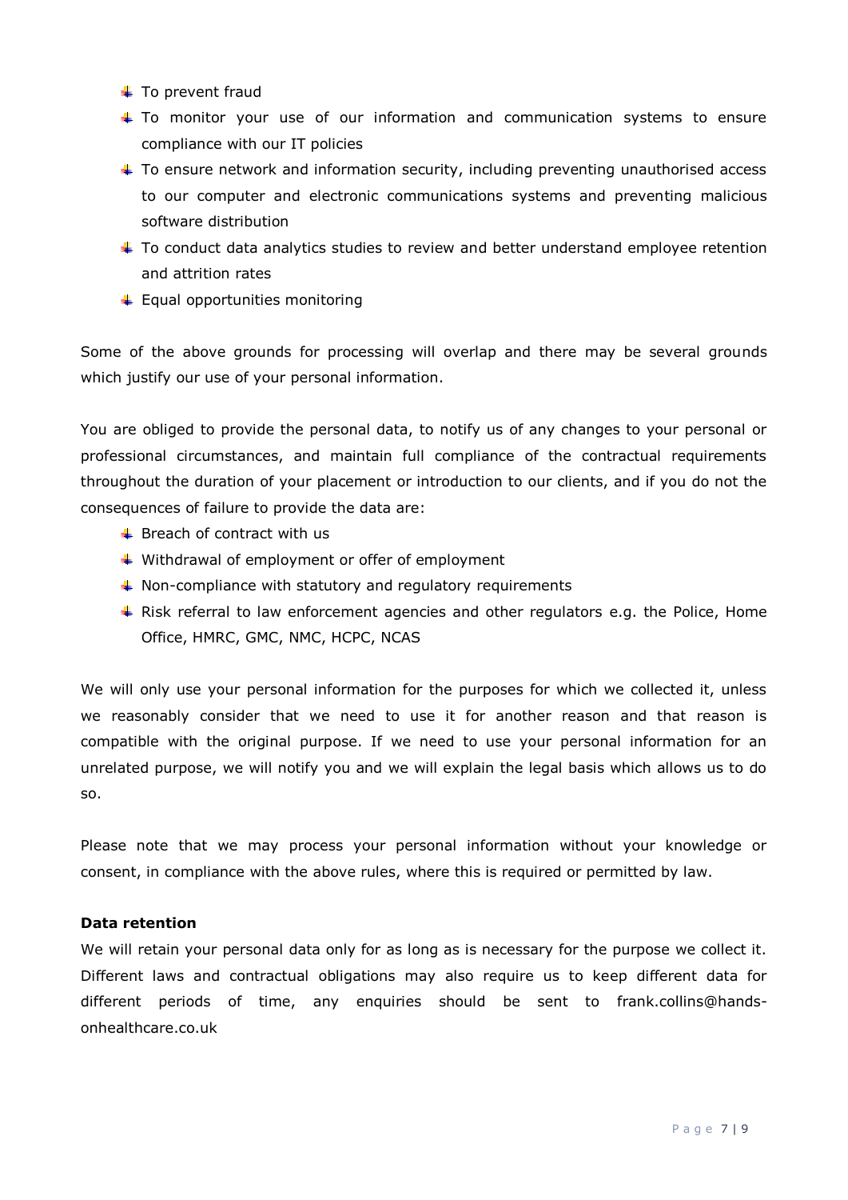- To prevent fraud
- To monitor your use of our information and communication systems to ensure compliance with our IT policies
- To ensure network and information security, including preventing unauthorised access to our computer and electronic communications systems and preventing malicious software distribution
- To conduct data analytics studies to review and better understand employee retention and attrition rates
- Equal opportunities monitoring

Some of the above grounds for processing will overlap and there may be several grounds which justify our use of your personal information.

You are obliged to provide the personal data, to notify us of any changes to your personal or professional circumstances, and maintain full compliance of the contractual requirements throughout the duration of your placement or introduction to our clients, and if you do not the consequences of failure to provide the data are:

- Breach of contract with us
- Withdrawal of employment or offer of employment
- Non-compliance with statutory and regulatory requirements
- Risk referral to law enforcement agencies and other regulators e.g. the Police, Home Office, HMRC, GMC, NMC, HCPC, NCAS

We will only use your personal information for the purposes for which we collected it, unless we reasonably consider that we need to use it for another reason and that reason is compatible with the original purpose. If we need to use your personal information for an unrelated purpose, we will notify you and we will explain the legal basis which allows us to do so.

Please note that we may process your personal information without your knowledge or consent, in compliance with the above rules, where this is required or permitted by law.

**Data retention**

We will retain your personal data only for as long as is necessary for the purpose we collect it. Different laws and contractual obligations may also require us to keep different data for different periods of time, any enquiries should be sent to frank.collins@hands-onhealthcare.co.uk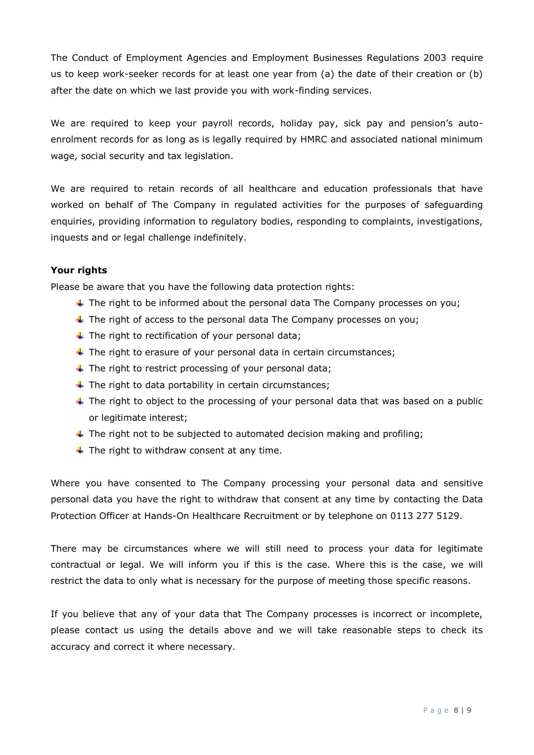The Conduct of Employment Agencies and Employment Businesses Regulations 2003 require us to keep work-seeker records for at least one year from (a) the date of their creation or (b) after the date on which we last provide you with work-finding services.

We are required to keep your payroll records, holiday pay, sick pay and pension's auto-enrolment records for as long as is legally required by HMRC and associated national minimum wage, social security and tax legislation.

We are required to retain records of all healthcare and education professionals that have worked on behalf of The Company in regulated activities for the purposes of safeguarding enquiries, providing information to regulatory bodies, responding to complaints, investigations, inquests and or legal challenge indefinitely.

**Your rights**

Please be aware that you have the following data protection rights:

- The right to be informed about the personal data The Company processes on you;
- The right of access to the personal data The Company processes on you;
- The right to rectification of your personal data;
- The right to erasure of your personal data in certain circumstances;
- The right to restrict processing of your personal data;
- The right to data portability in certain circumstances;
- The right to object to the processing of your personal data that was based on a public or legitimate interest;
- The right not to be subjected to automated decision making and profiling;
- The right to withdraw consent at any time.

Where you have consented to The Company processing your personal data and sensitive personal data you have the right to withdraw that consent at any time by contacting the Data Protection Officer at Hands-On Healthcare Recruitment or by telephone on 0113 277 5129.

There may be circumstances where we will still need to process your data for legitimate contractual or legal. We will inform you if this is the case. Where this is the case, we will restrict the data to only what is necessary for the purpose of meeting those specific reasons.

If you believe that any of your data that The Company processes is incorrect or incomplete, please contact us using the details above and we will take reasonable steps to check its accuracy and correct it where necessary.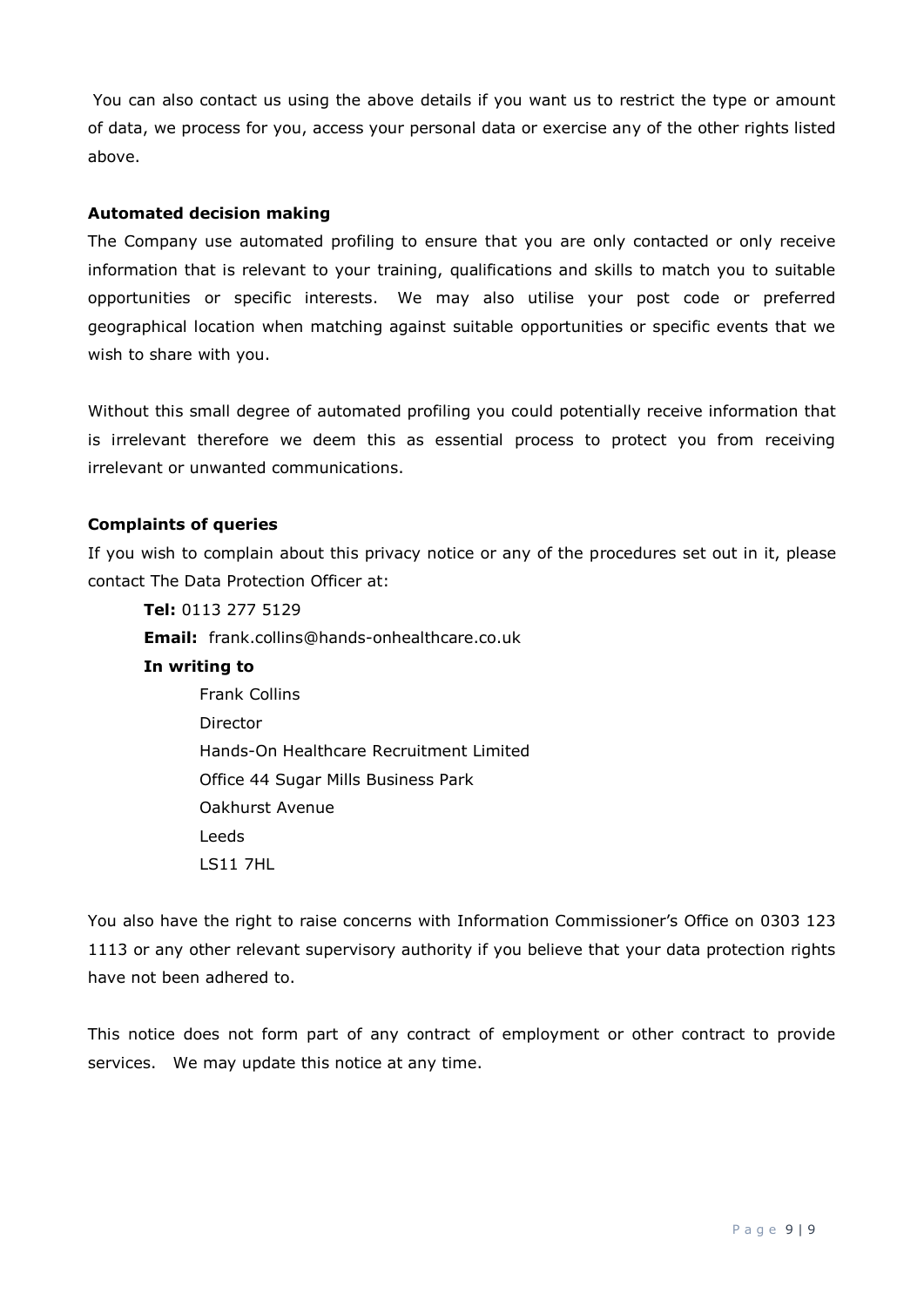You can also contact us using the above details if you want us to restrict the type or amount of data, we process for you, access your personal data or exercise any of the other rights listed above.

**Automated decision making**

The Company use automated profiling to ensure that you are only contacted or only receive information that is relevant to your training, qualifications and skills to match you to suitable opportunities or specific interests. We may also utilise your post code or preferred geographical location when matching against suitable opportunities or specific events that we wish to share with you.

Without this small degree of automated profiling you could potentially receive information that is irrelevant therefore we deem this as essential process to protect you from receiving irrelevant or unwanted communications.

**Complaints of queries**

If you wish to complain about this privacy notice or any of the procedures set out in it, please contact The Data Protection Officer at:

**Tel:** 0113 277 5129

**Email:** frank.collins@hands-onhealthcare.co.uk

**In writing to**

Frank Collins
Director
Hands-On Healthcare Recruitment Limited
Office 44 Sugar Mills Business Park
Oakhurst Avenue
Leeds
LS11 7HL

You also have the right to raise concerns with Information Commissioner's Office on 0303 123 1113 or any other relevant supervisory authority if you believe that your data protection rights have not been adhered to.

This notice does not form part of any contract of employment or other contract to provide services. We may update this notice at any time.